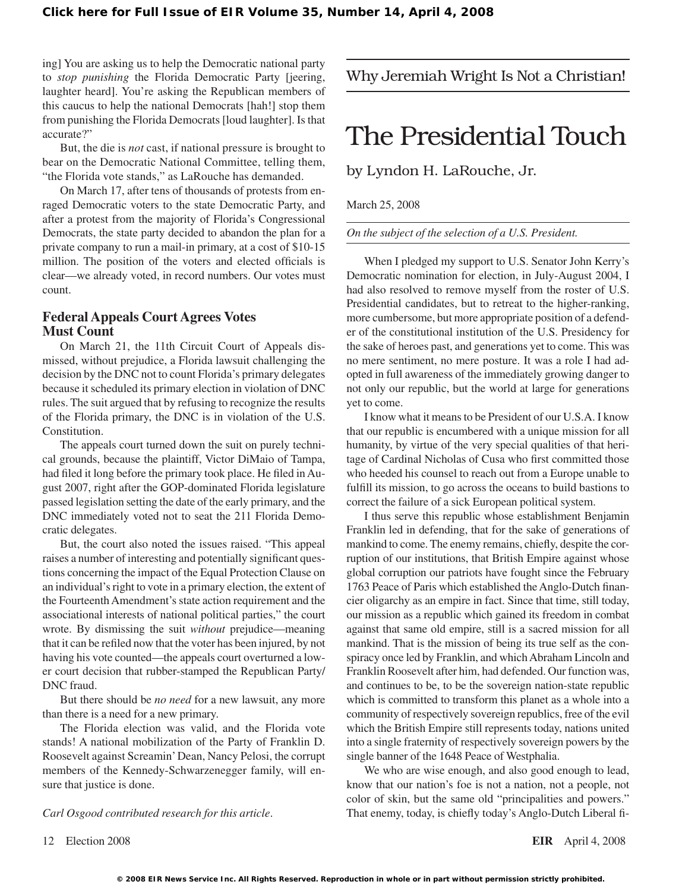ing] You are asking us to help the Democratic national party to *stop punishing* the Florida Democratic Party [jeering, laughter heard]. You're asking the Republican members of this caucus to help the national Democrats [hah!] stop them from punishing the Florida Democrats [loud laughter]. Is that accurate?"

But, the die is *not* cast, if national pressure is brought to bear on the Democratic National Committee, telling them, "the Florida vote stands," as LaRouche has demanded.

On March 17, after tens of thousands of protests from enraged Democratic voters to the state Democratic Party, and after a protest from the majority of Florida's Congressional Democrats, the state party decided to abandon the plan for a private company to run a mail-in primary, at a cost of $10-15 million. The position of the voters and elected officials is clear—we already voted, in record numbers. Our votes must count.

### Federal Appeals Court Agrees Votes Must Count

On March 21, the 11th Circuit Court of Appeals dismissed, without prejudice, a Florida lawsuit challenging the decision by the DNC not to count Florida's primary delegates because it scheduled its primary election in violation of DNC rules. The suit argued that by refusing to recognize the results of the Florida primary, the DNC is in violation of the U.S. Constitution.

The appeals court turned down the suit on purely technical grounds, because the plaintiff, Victor DiMaio of Tampa, had filed it long before the primary took place. He filed in August 2007, right after the GOP-dominated Florida legislature passed legislation setting the date of the early primary, and the DNC immediately voted not to seat the 211 Florida Democratic delegates.

But, the court also noted the issues raised. "This appeal raises a number of interesting and potentially significant questions concerning the impact of the Equal Protection Clause on an individual's right to vote in a primary election, the extent of the Fourteenth Amendment's state action requirement and the associational interests of national political parties," the court wrote. By dismissing the suit *without* prejudice—meaning that it can be refiled now that the voter has been injured, by not having his vote counted—the appeals court overturned a lower court decision that rubber-stamped the Republican Party/DNC fraud.

But there should be *no need* for a new lawsuit, any more than there is a need for a new primary.

The Florida election was valid, and the Florida vote stands! A national mobilization of the Party of Franklin D. Roosevelt against Screamin' Dean, Nancy Pelosi, the corrupt members of the Kennedy-Schwarzenegger family, will ensure that justice is done.

*Carl Osgood contributed research for this article.*

---

Why Jeremiah Wright Is Not a Christian!

# The Presidential Touch

by Lyndon H. LaRouche, Jr.

March 25, 2008

*On the subject of the selection of a U.S. President.*

When I pledged my support to U.S. Senator John Kerry's Democratic nomination for election, in July-August 2004, I had also resolved to remove myself from the roster of U.S. Presidential candidates, but to retreat to the higher-ranking, more cumbersome, but more appropriate position of a defender of the constitutional institution of the U.S. Presidency for the sake of heroes past, and generations yet to come. This was no mere sentiment, no mere posture. It was a role I had adopted in full awareness of the immediately growing danger to not only our republic, but the world at large for generations yet to come.

I know what it means to be President of our U.S.A. I know that our republic is encumbered with a unique mission for all humanity, by virtue of the very special qualities of that heritage of Cardinal Nicholas of Cusa who first committed those who heeded his counsel to reach out from a Europe unable to fulfill its mission, to go across the oceans to build bastions to correct the failure of a sick European political system.

I thus serve this republic whose establishment Benjamin Franklin led in defending, that for the sake of generations of mankind to come. The enemy remains, chiefly, despite the corruption of our institutions, that British Empire against whose global corruption our patriots have fought since the February 1763 Peace of Paris which established the Anglo-Dutch financier oligarchy as an empire in fact. Since that time, still today, our mission as a republic which gained its freedom in combat against that same old empire, still is a sacred mission for all mankind. That is the mission of being its true self as the conspiracy once led by Franklin, and which Abraham Lincoln and Franklin Roosevelt after him, had defended. Our function was, and continues to be, to be the sovereign nation-state republic which is committed to transform this planet as a whole into a community of respectively sovereign republics, free of the evil which the British Empire still represents today, nations united into a single fraternity of respectively sovereign powers by the single banner of the 1648 Peace of Westphalia.

We who are wise enough, and also good enough to lead, know that our nation's foe is not a nation, not a people, not color of skin, but the same old "principalities and powers." That enemy, today, is chiefly today's Anglo-Dutch Liberal fi-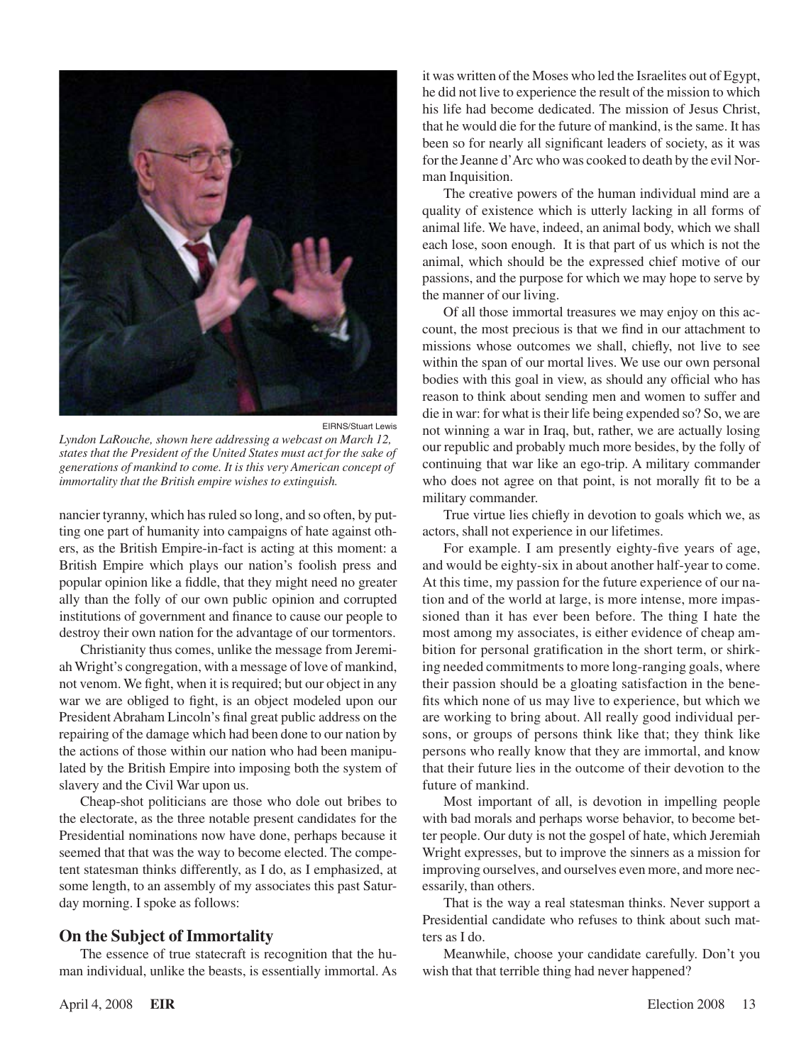EIRNS/Stuart Lewis

*Lyndon LaRouche, shown here addressing a webcast on March 12, states that the President of the United States must act for the sake of generations of mankind to come. It is this very American concept of immortality that the British empire wishes to extinguish.*

nancier tyranny, which has ruled so long, and so often, by putting one part of humanity into campaigns of hate against others, as the British Empire-in-fact is acting at this moment: a British Empire which plays our nation's foolish press and popular opinion like a fiddle, that they might need no greater ally than the folly of our own public opinion and corrupted institutions of government and finance to cause our people to destroy their own nation for the advantage of our tormentors.

Christianity thus comes, unlike the message from Jeremiah Wright's congregation, with a message of love of mankind, not venom. We fight, when it is required; but our object in any war we are obliged to fight, is an object modeled upon our President Abraham Lincoln's final great public address on the repairing of the damage which had been done to our nation by the actions of those within our nation who had been manipulated by the British Empire into imposing both the system of slavery and the Civil War upon us.

Cheap-shot politicians are those who dole out bribes to the electorate, as the three notable present candidates for the Presidential nominations now have done, perhaps because it seemed that that was the way to become elected. The competent statesman thinks differently, as I do, as I emphasized, at some length, to an assembly of my associates this past Saturday morning. I spoke as follows:

## On the Subject of Immortality

The essence of true statecraft is recognition that the human individual, unlike the beasts, is essentially immortal. As it was written of the Moses who led the Israelites out of Egypt, he did not live to experience the result of the mission to which his life had become dedicated. The mission of Jesus Christ, that he would die for the future of mankind, is the same. It has been so for nearly all significant leaders of society, as it was for the Jeanne d'Arc who was cooked to death by the evil Norman Inquisition.

The creative powers of the human individual mind are a quality of existence which is utterly lacking in all forms of animal life. We have, indeed, an animal body, which we shall each lose, soon enough. It is that part of us which is not the animal, which should be the expressed chief motive of our passions, and the purpose for which we may hope to serve by the manner of our living.

Of all those immortal treasures we may enjoy on this account, the most precious is that we find in our attachment to missions whose outcomes we shall, chiefly, not live to see within the span of our mortal lives. We use our own personal bodies with this goal in view, as should any official who has reason to think about sending men and women to suffer and die in war: for what is their life being expended so? So, we are not winning a war in Iraq, but, rather, we are actually losing our republic and probably much more besides, by the folly of continuing that war like an ego-trip. A military commander who does not agree on that point, is not morally fit to be a military commander.

True virtue lies chiefly in devotion to goals which we, as actors, shall not experience in our lifetimes.

For example. I am presently eighty-five years of age, and would be eighty-six in about another half-year to come. At this time, my passion for the future experience of our nation and of the world at large, is more intense, more impassioned than it has ever been before. The thing I hate the most among my associates, is either evidence of cheap ambition for personal gratification in the short term, or shirking needed commitments to more long-ranging goals, where their passion should be a gloating satisfaction in the benefits which none of us may live to experience, but which we are working to bring about. All really good individual persons, or groups of persons think like that; they think like persons who really know that they are immortal, and know that their future lies in the outcome of their devotion to the future of mankind.

Most important of all, is devotion in impelling people with bad morals and perhaps worse behavior, to become better people. Our duty is not the gospel of hate, which Jeremiah Wright expresses, but to improve the sinners as a mission for improving ourselves, and ourselves even more, and more necessarily, than others.

That is the way a real statesman thinks. Never support a Presidential candidate who refuses to think about such matters as I do.

Meanwhile, choose your candidate carefully. Don't you wish that that terrible thing had never happened?